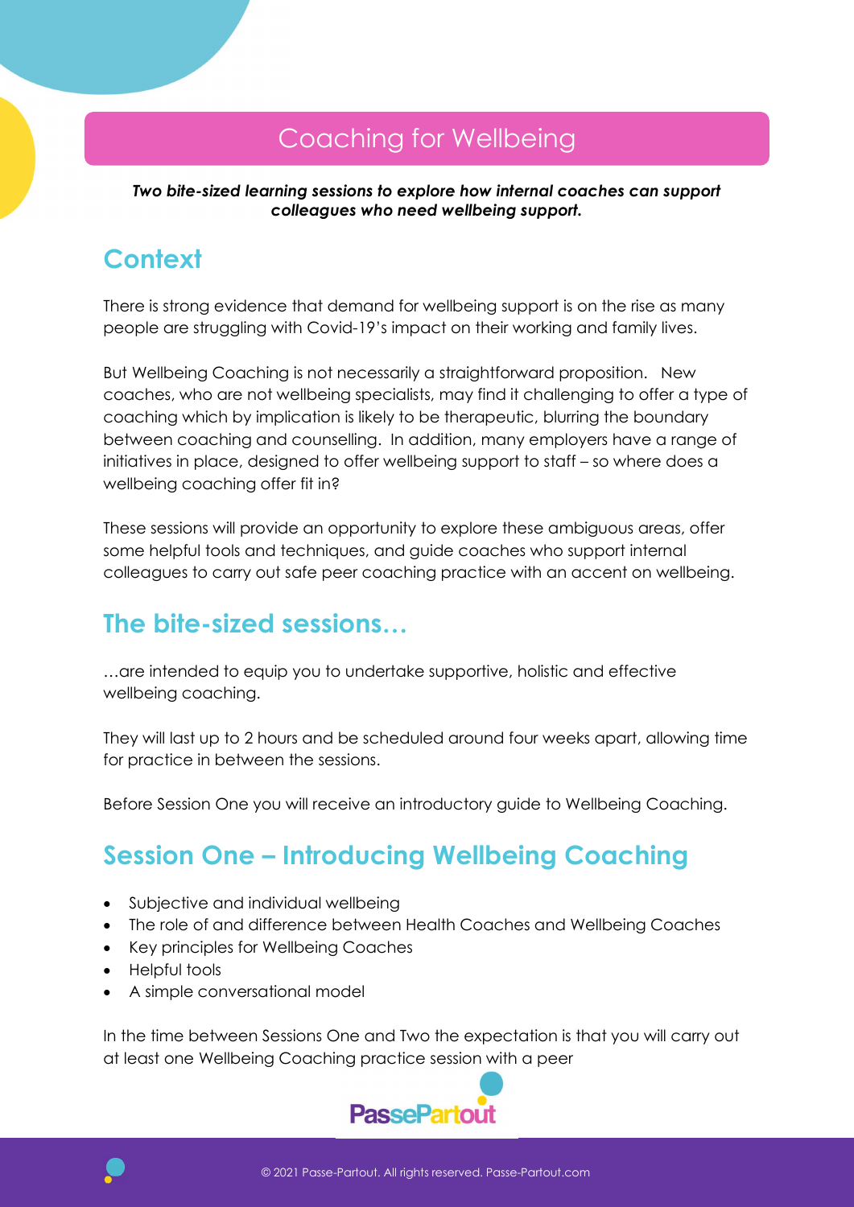# Coaching for Wellbeing

***Two bite-sized learning sessions to explore how internal coaches can support colleagues who need wellbeing support.***

## Context

There is strong evidence that demand for wellbeing support is on the rise as many people are struggling with Covid-19's impact on their working and family lives.

But Wellbeing Coaching is not necessarily a straightforward proposition. New coaches, who are not wellbeing specialists, may find it challenging to offer a type of coaching which by implication is likely to be therapeutic, blurring the boundary between coaching and counselling. In addition, many employers have a range of initiatives in place, designed to offer wellbeing support to staff – so where does a wellbeing coaching offer fit in?

These sessions will provide an opportunity to explore these ambiguous areas, offer some helpful tools and techniques, and guide coaches who support internal colleagues to carry out safe peer coaching practice with an accent on wellbeing.

## The bite-sized sessions…

…are intended to equip you to undertake supportive, holistic and effective wellbeing coaching.

They will last up to 2 hours and be scheduled around four weeks apart, allowing time for practice in between the sessions.

Before Session One you will receive an introductory guide to Wellbeing Coaching.

## Session One – Introducing Wellbeing Coaching

- Subjective and individual wellbeing
- The role of and difference between Health Coaches and Wellbeing Coaches
- Key principles for Wellbeing Coaches
- Helpful tools
- A simple conversational model

In the time between Sessions One and Two the expectation is that you will carry out at least one Wellbeing Coaching practice session with a peer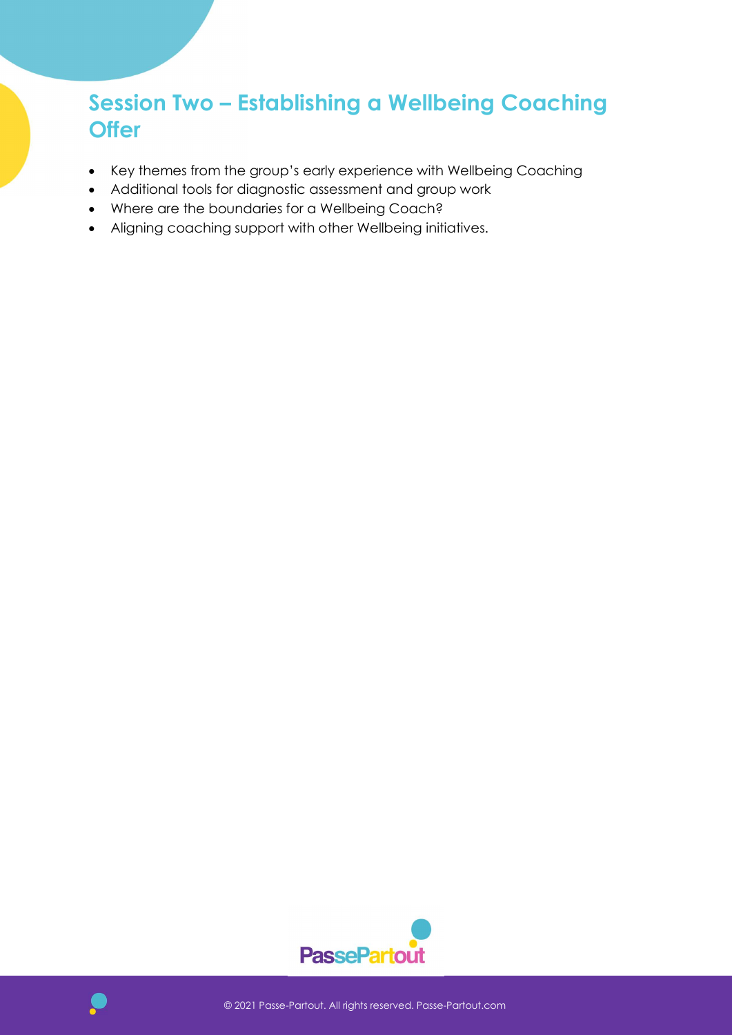## Session Two – Establishing a Wellbeing Coaching Offer

- Key themes from the group's early experience with Wellbeing Coaching
- Additional tools for diagnostic assessment and group work
- Where are the boundaries for a Wellbeing Coach?
- Aligning coaching support with other Wellbeing initiatives.